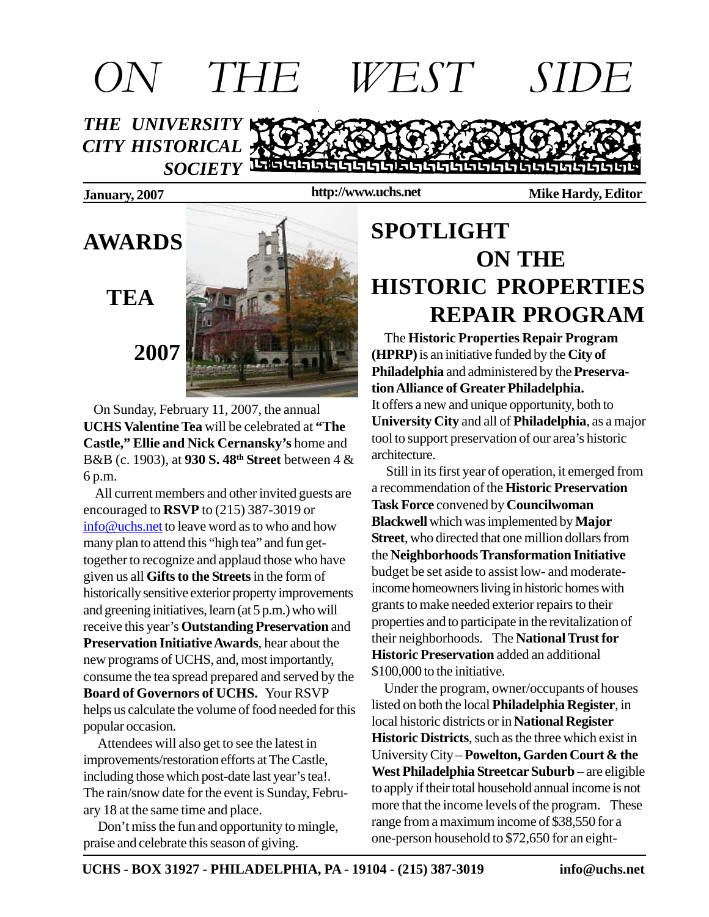# ON THE WEST SIDE

***THE UNIVERSITY CITY HISTORICAL SOCIETY***

**January, 2007** **http://www.uchs.net** **Mike Hardy, Editor**

## AWARDS TEA 2007

On Sunday, February 11, 2007, the annual **UCHS Valentine Tea** will be celebrated at **"The Castle," Ellie and Nick Cernansky's** home and B&B (c. 1903), at **930 S. 48th Street** between 4 & 6 p.m.

All current members and other invited guests are encouraged to **RSVP** to (215) 387-3019 or info@uchs.net to leave word as to who and how many plan to attend this "high tea" and fun get-together to recognize and applaud those who have given us all **Gifts to the Streets** in the form of historically sensitive exterior property improvements and greening initiatives, learn (at 5 p.m.) who will receive this year's **Outstanding Preservation** and **Preservation Initiative Awards**, hear about the new programs of UCHS, and, most importantly, consume the tea spread prepared and served by the **Board of Governors of UCHS.** Your RSVP helps us calculate the volume of food needed for this popular occasion.

Attendees will also get to see the latest in improvements/restoration efforts at The Castle, including those which post-date last year's tea!. The rain/snow date for the event is Sunday, February 18 at the same time and place.

Don't miss the fun and opportunity to mingle, praise and celebrate this season of giving.

## SPOTLIGHT ON THE HISTORIC PROPERTIES REPAIR PROGRAM

The **Historic Properties Repair Program (HPRP)** is an initiative funded by the **City of Philadelphia** and administered by the **Preservation Alliance of Greater Philadelphia.** It offers a new and unique opportunity, both to **University City** and all of **Philadelphia**, as a major tool to support preservation of our area's historic architecture.

Still in its first year of operation, it emerged from a recommendation of the **Historic Preservation Task Force** convened by **Councilwoman Blackwell** which was implemented by **Major Street**, who directed that one million dollars from the **Neighborhoods Transformation Initiative** budget be set aside to assist low- and moderate-income homeowners living in historic homes with grants to make needed exterior repairs to their properties and to participate in the revitalization of their neighborhoods. The **National Trust for Historic Preservation** added an additional $100,000 to the initiative.

Under the program, owner/occupants of houses listed on both the local **Philadelphia Register**, in local historic districts or in **National Register Historic Districts**, such as the three which exist in University City – **Powelton, Garden Court & the West Philadelphia Streetcar Suburb** – are eligible to apply if their total household annual income is not more that the income levels of the program. These range from a maximum income of $38,550 for a one-person household to $72,650 for an eight-

UCHS - BOX 31927 - PHILADELPHIA, PA - 19104 - (215) 387-3019 info@uchs.net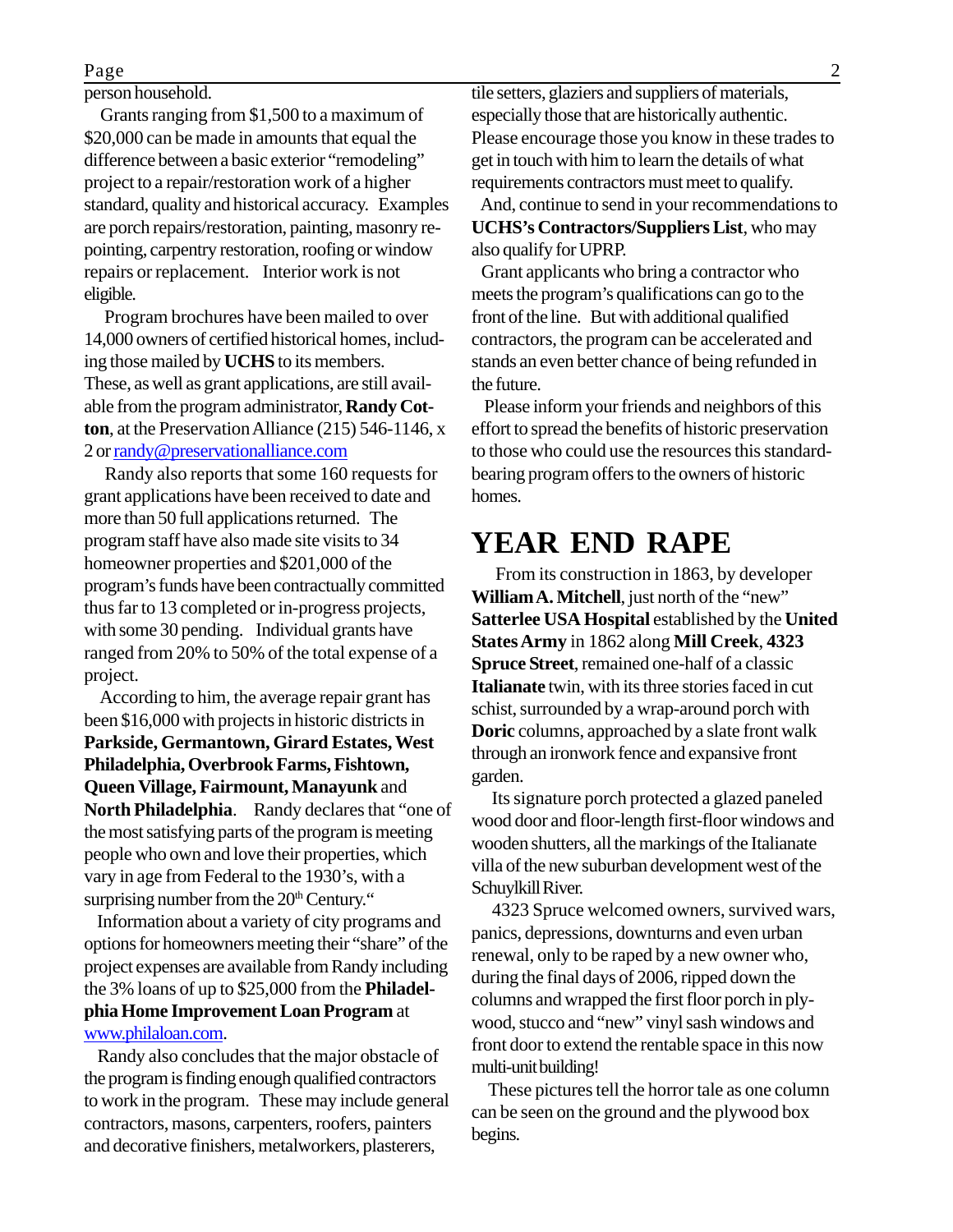person household.

Grants ranging from $1,500 to a maximum of $20,000 can be made in amounts that equal the difference between a basic exterior "remodeling" project to a repair/restoration work of a higher standard, quality and historical accuracy. Examples are porch repairs/restoration, painting, masonry re-pointing, carpentry restoration, roofing or window repairs or replacement. Interior work is not eligible.

Program brochures have been mailed to over 14,000 owners of certified historical homes, including those mailed by **UCHS** to its members. These, as well as grant applications, are still available from the program administrator, **Randy Cotton**, at the Preservation Alliance (215) 546-1146, x 2 or [randy@preservationalliance.com](mailto:randy@preservationalliance.com)

Randy also reports that some 160 requests for grant applications have been received to date and more than 50 full applications returned. The program staff have also made site visits to 34 homeowner properties and $201,000 of the program's funds have been contractually committed thus far to 13 completed or in-progress projects, with some 30 pending. Individual grants have ranged from 20% to 50% of the total expense of a project.

According to him, the average repair grant has been $16,000 with projects in historic districts in **Parkside, Germantown, Girard Estates, West Philadelphia, Overbrook Farms, Fishtown, Queen Village, Fairmount, Manayunk** and **North Philadelphia**. Randy declares that "one of the most satisfying parts of the program is meeting people who own and love their properties, which vary in age from Federal to the 1930's, with a surprising number from the 20th Century."

Information about a variety of city programs and options for homeowners meeting their "share" of the project expenses are available from Randy including the 3% loans of up to $25,000 from the **Philadelphia Home Improvement Loan Program** at [www.philaloan.com](http://www.philaloan.com).

Randy also concludes that the major obstacle of the program is finding enough qualified contractors to work in the program. These may include general contractors, masons, carpenters, roofers, painters and decorative finishers, metalworkers, plasterers, tile setters, glaziers and suppliers of materials, especially those that are historically authentic. Please encourage those you know in these trades to get in touch with him to learn the details of what requirements contractors must meet to qualify.

And, continue to send in your recommendations to **UCHS's Contractors/Suppliers List**, who may also qualify for UPRP.

Grant applicants who bring a contractor who meets the program's qualifications can go to the front of the line. But with additional qualified contractors, the program can be accelerated and stands an even better chance of being refunded in the future.

Please inform your friends and neighbors of this effort to spread the benefits of historic preservation to those who could use the resources this standard-bearing program offers to the owners of historic homes.

# YEAR END RAPE

From its construction in 1863, by developer **William A. Mitchell**, just north of the "new" **Satterlee USA Hospital** established by the **United States Army** in 1862 along **Mill Creek**, **4323 Spruce Street**, remained one-half of a classic **Italianate** twin, with its three stories faced in cut schist, surrounded by a wrap-around porch with **Doric** columns, approached by a slate front walk through an ironwork fence and expansive front garden.

Its signature porch protected a glazed paneled wood door and floor-length first-floor windows and wooden shutters, all the markings of the Italianate villa of the new suburban development west of the Schuylkill River.

4323 Spruce welcomed owners, survived wars, panics, depressions, downturns and even urban renewal, only to be raped by a new owner who, during the final days of 2006, ripped down the columns and wrapped the first floor porch in plywood, stucco and "new" vinyl sash windows and front door to extend the rentable space in this now multi-unit building!

These pictures tell the horror tale as one column can be seen on the ground and the plywood box begins.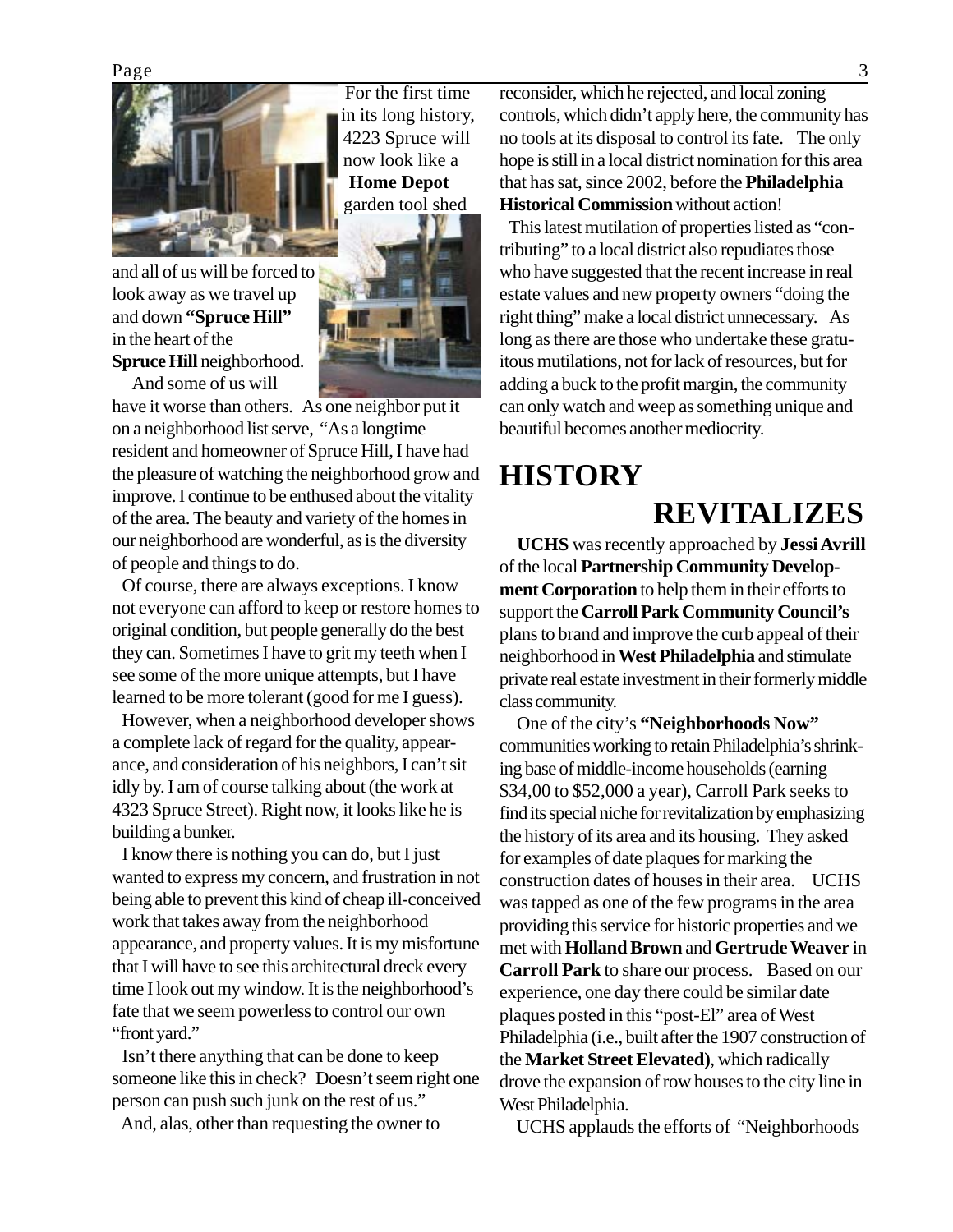For the first time in its long history, 4223 Spruce will now look like a **Home Depot** garden tool shed and all of us will be forced to look away as we travel up and down **"Spruce Hill"** in the heart of the **Spruce Hill** neighborhood.

And some of us will have it worse than others. As one neighbor put it on a neighborhood list serve, "As a longtime resident and homeowner of Spruce Hill, I have had the pleasure of watching the neighborhood grow and improve. I continue to be enthused about the vitality of the area. The beauty and variety of the homes in our neighborhood are wonderful, as is the diversity of people and things to do.

Of course, there are always exceptions. I know not everyone can afford to keep or restore homes to original condition, but people generally do the best they can. Sometimes I have to grit my teeth when I see some of the more unique attempts, but I have learned to be more tolerant (good for me I guess).

However, when a neighborhood developer shows a complete lack of regard for the quality, appearance, and consideration of his neighbors, I can't sit idly by. I am of course talking about (the work at 4323 Spruce Street). Right now, it looks like he is building a bunker.

I know there is nothing you can do, but I just wanted to express my concern, and frustration in not being able to prevent this kind of cheap ill-conceived work that takes away from the neighborhood appearance, and property values. It is my misfortune that I will have to see this architectural dreck every time I look out my window. It is the neighborhood's fate that we seem powerless to control our own "front yard."

Isn't there anything that can be done to keep someone like this in check? Doesn't seem right one person can push such junk on the rest of us."

And, alas, other than requesting the owner to reconsider, which he rejected, and local zoning controls, which didn't apply here, the community has no tools at its disposal to control its fate. The only hope is still in a local district nomination for this area that has sat, since 2002, before the **Philadelphia Historical Commission** without action!

This latest mutilation of properties listed as "contributing" to a local district also repudiates those who have suggested that the recent increase in real estate values and new property owners "doing the right thing" make a local district unnecessary. As long as there are those who undertake these gratuitous mutilations, not for lack of resources, but for adding a buck to the profit margin, the community can only watch and weep as something unique and beautiful becomes another mediocrity.

# HISTORY REVITALIZES

**UCHS** was recently approached by **Jessi Avrill** of the local **Partnership Community Development Corporation** to help them in their efforts to support the **Carroll Park Community Council's** plans to brand and improve the curb appeal of their neighborhood in **West Philadelphia** and stimulate private real estate investment in their formerly middle class community.

One of the city's **"Neighborhoods Now"** communities working to retain Philadelphia's shrinking base of middle-income households (earning $34,00 to $52,000 a year), Carroll Park seeks to find its special niche for revitalization by emphasizing the history of its area and its housing. They asked for examples of date plaques for marking the construction dates of houses in their area. UCHS was tapped as one of the few programs in the area providing this service for historic properties and we met with **Holland Brown** and **Gertrude Weaver** in **Carroll Park** to share our process. Based on our experience, one day there could be similar date plaques posted in this "post-El" area of West Philadelphia (i.e., built after the 1907 construction of the **Market Street Elevated)**, which radically drove the expansion of row houses to the city line in West Philadelphia.

UCHS applauds the efforts of "Neighborhoods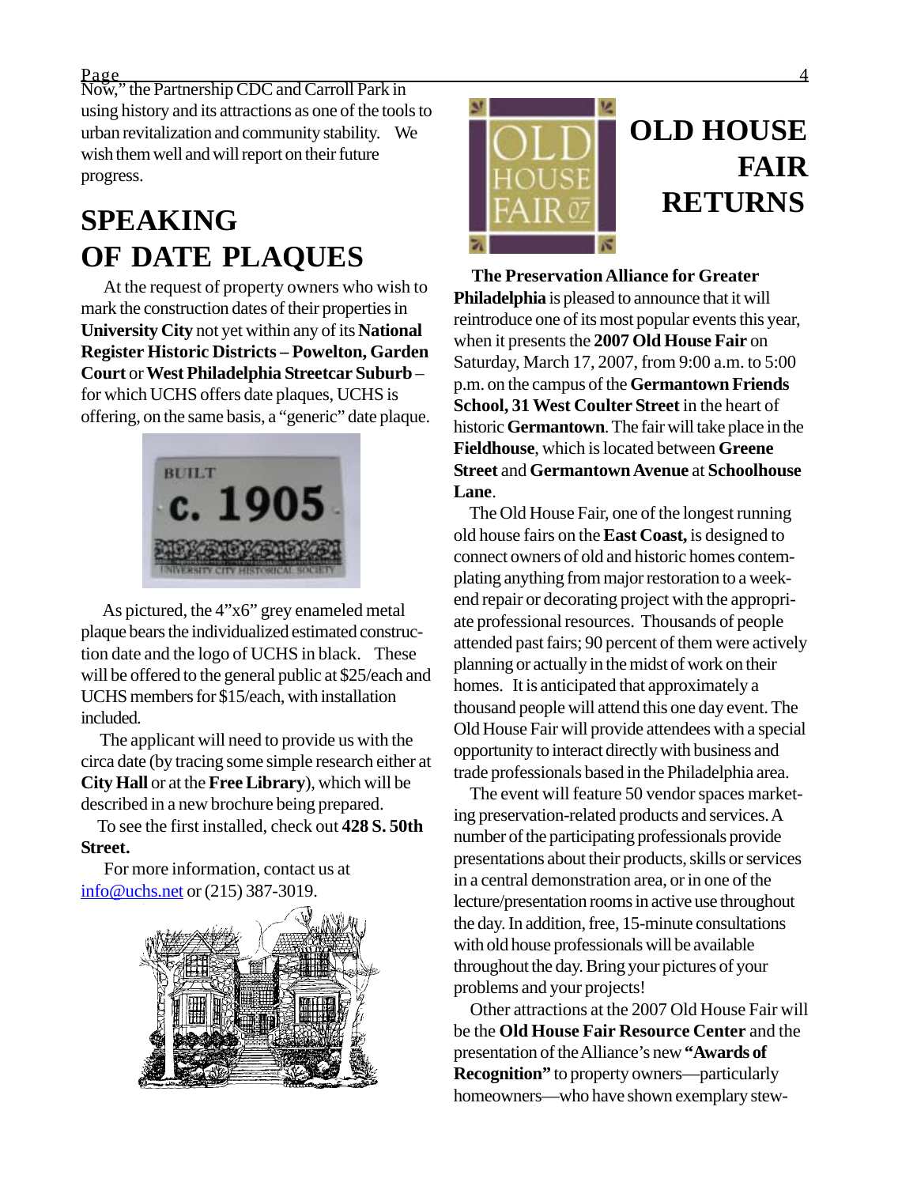Now," the Partnership CDC and Carroll Park in using history and its attractions as one of the tools to urban revitalization and community stability. We wish them well and will report on their future progress.

# SPEAKING OF DATE PLAQUES

At the request of property owners who wish to mark the construction dates of their properties in **University City** not yet within any of its **National Register Historic Districts – Powelton, Garden Court** or **West Philadelphia Streetcar Suburb** – for which UCHS offers date plaques, UCHS is offering, on the same basis, a "generic" date plaque.

As pictured, the 4"x6" grey enameled metal plaque bears the individualized estimated construction date and the logo of UCHS in black. These will be offered to the general public at $25/each and UCHS members for $15/each, with installation included.

The applicant will need to provide us with the circa date (by tracing some simple research either at **City Hall** or at the **Free Library**), which will be described in a new brochure being prepared.

To see the first installed, check out **428 S. 50th Street.**

For more information, contact us at info@uchs.net or (215) 387-3019.

# OLD HOUSE FAIR RETURNS

**The Preservation Alliance for Greater Philadelphia** is pleased to announce that it will reintroduce one of its most popular events this year, when it presents the **2007 Old House Fair** on Saturday, March 17, 2007, from 9:00 a.m. to 5:00 p.m. on the campus of the **Germantown Friends School, 31 West Coulter Street** in the heart of the historic **Germantown**. The fair will take place in the **Fieldhouse**, which is located between **Greene Street** and **Germantown Avenue** at **Schoolhouse Lane**.

The Old House Fair, one of the longest running old house fairs on the **East Coast,** is designed to connect owners of old and historic homes contemplating anything from major restoration to a weekend repair or decorating project with the appropriate professional resources. Thousands of people attended past fairs; 90 percent of them were actively planning or actually in the midst of work on their homes. It is anticipated that approximately a thousand people will attend this one day event. The Old House Fair will provide attendees with a special opportunity to interact directly with business and trade professionals based in the Philadelphia area.

The event will feature 50 vendor spaces marketing preservation-related products and services. A number of the participating professionals provide presentations about their products, skills or services in a central demonstration area, or in one of the lecture/presentation rooms in active use throughout the day. In addition, free, 15-minute consultations with old house professionals will be available throughout the day. Bring your pictures of your problems and your projects!

Other attractions at the 2007 Old House Fair will be the **Old House Fair Resource Center** and the presentation of the Alliance's new **"Awards of Recognition"** to property owners—particularly homeowners—who have shown exemplary stew-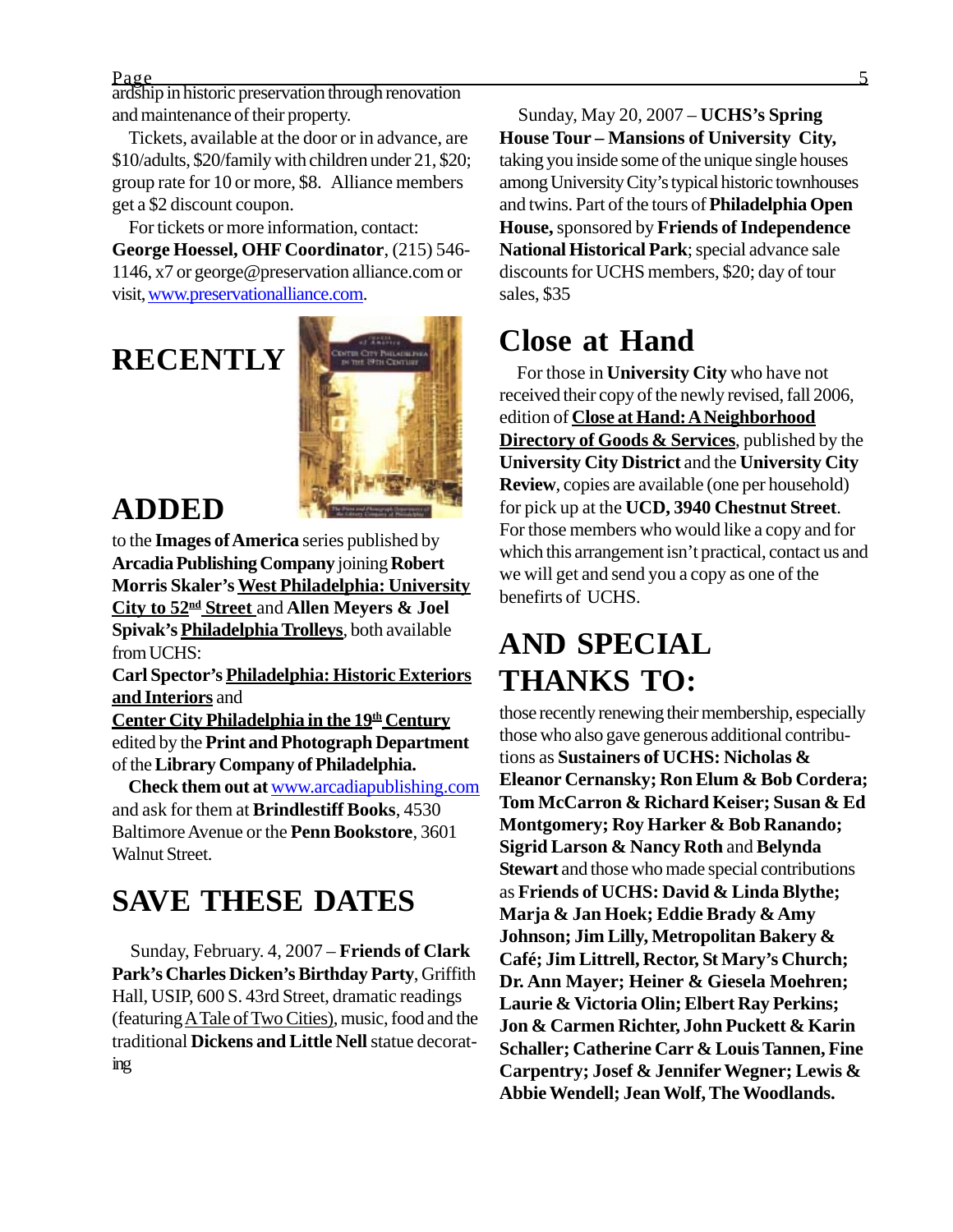ardship in historic preservation through renovation and maintenance of their property.

Tickets, available at the door or in advance, are $10/adults, $20/family with children under 21, $20; group rate for 10 or more, $8. Alliance members get a $2 discount coupon.

For tickets or more information, contact: **George Hoessel, OHF Coordinator**, (215) 546-1146, x7 or george@preservation alliance.com or visit, www.preservationalliance.com.

# RECENTLY ADDED

to the **Images of America** series published by **Arcadia Publishing Company** joining **Robert Morris Skaler's West Philadelphia: University City to 52nd Street** and **Allen Meyers & Joel Spivak's Philadelphia Trolleys**, both available from UCHS:

**Carl Spector's Philadelphia: Historic Exteriors and Interiors** and

**Center City Philadelphia in the 19th Century** edited by the **Print and Photograph Department** of the **Library Company of Philadelphia.**

**Check them out at** www.arcadiapublishing.com and ask for them at **Brindlestiff Books**, 4530 Baltimore Avenue or the **Penn Bookstore**, 3601 Walnut Street.

# SAVE THESE DATES

Sunday, February. 4, 2007 – **Friends of Clark Park's Charles Dicken's Birthday Party**, Griffith Hall, USIP, 600 S. 43rd Street, dramatic readings (featuring A Tale of Two Cities), music, food and the traditional **Dickens and Little Nell** statue decorating

Sunday, May 20, 2007 – **UCHS's Spring House Tour – Mansions of University City,** taking you inside some of the unique single houses among University City's typical historic townhouses and twins. Part of the tours of **Philadelphia Open House,** sponsored by **Friends of Independence National Historical Park**; special advance sale discounts for UCHS members, $20; day of tour sales, $35

# Close at Hand

For those in **University City** who have not received their copy of the newly revised, fall 2006, edition of **Close at Hand: A Neighborhood Directory of Goods & Services**, published by the **University City District** and the **University City Review**, copies are available (one per household) for pick up at the **UCD, 3940 Chestnut Street**. For those members who would like a copy and for which this arrangement isn't practical, contact us and we will get and send you a copy as one of the benefits of UCHS.

# AND SPECIAL THANKS TO:

those recently renewing their membership, especially those who also gave generous additional contributions as **Sustainers of UCHS: Nicholas & Eleanor Cernansky; Ron Elum & Bob Cordera; Tom McCarron & Richard Keiser; Susan & Ed Montgomery; Roy Harker & Bob Ranando; Sigrid Larson & Nancy Roth** and **Belynda Stewart** and those who made special contributions as **Friends of UCHS: David & Linda Blythe; Marja & Jan Hoek; Eddie Brady & Amy Johnson; Jim Lilly, Metropolitan Bakery & Café; Jim Littrell, Rector, St Mary's Church; Dr. Ann Mayer; Heiner & Giesela Moehren; Laurie & Victoria Olin; Elbert Ray Perkins; Jon & Carmen Richter, John Puckett & Karin Schaller; Catherine Carr & Louis Tannen, Fine Carpentry; Josef & Jennifer Wegner; Lewis & Abbie Wendell; Jean Wolf, The Woodlands.**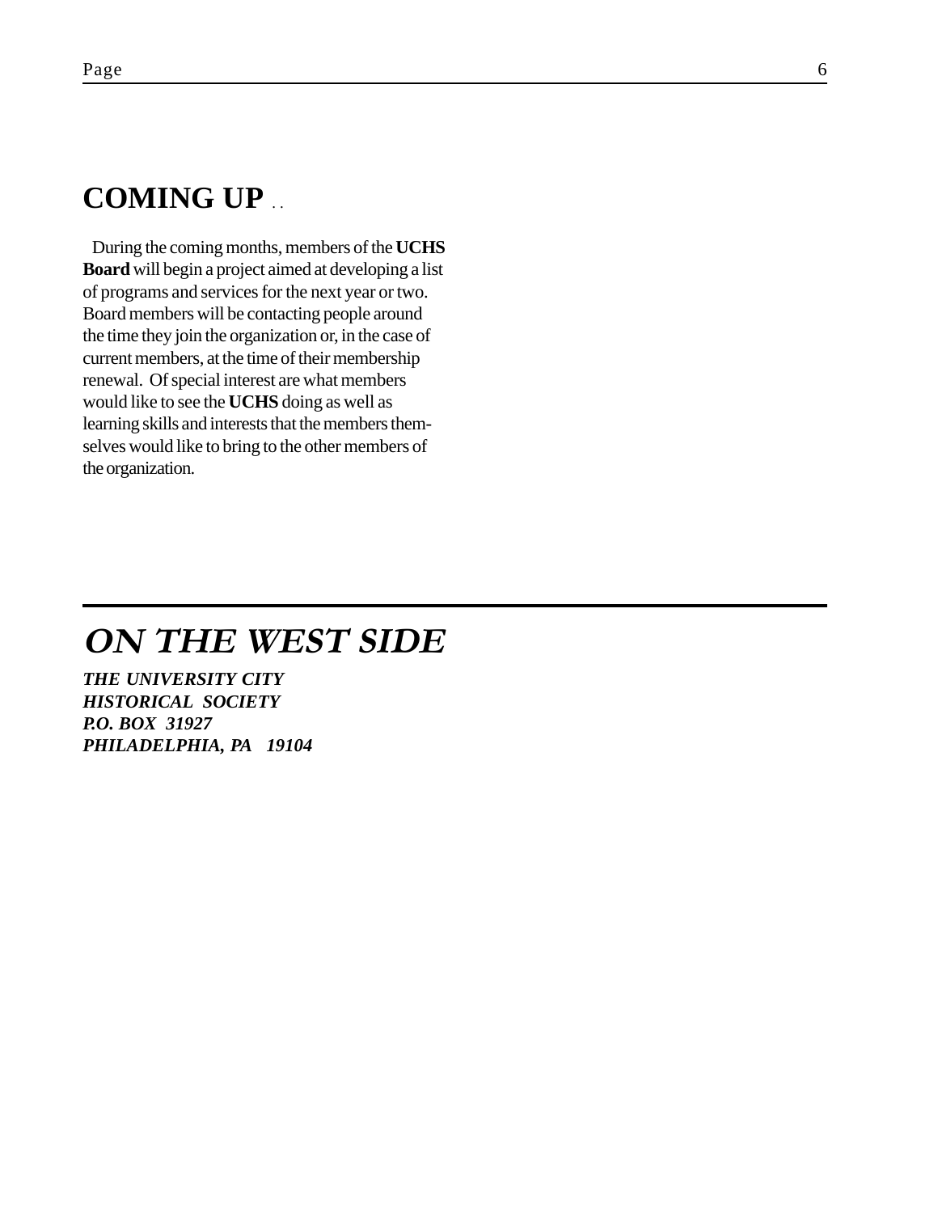## COMING UP . .

During the coming months, members of the **UCHS Board** will begin a project aimed at developing a list of programs and services for the next year or two. Board members will be contacting people around the time they join the organization or, in the case of current members, at the time of their membership renewal. Of special interest are what members would like to see the **UCHS** doing as well as learning skills and interests that the members themselves would like to bring to the other members of the organization.

---

# *ON THE WEST SIDE*

***THE UNIVERSITY CITY***
***HISTORICAL SOCIETY***
***P.O. BOX 31927***
***PHILADELPHIA, PA 19104***